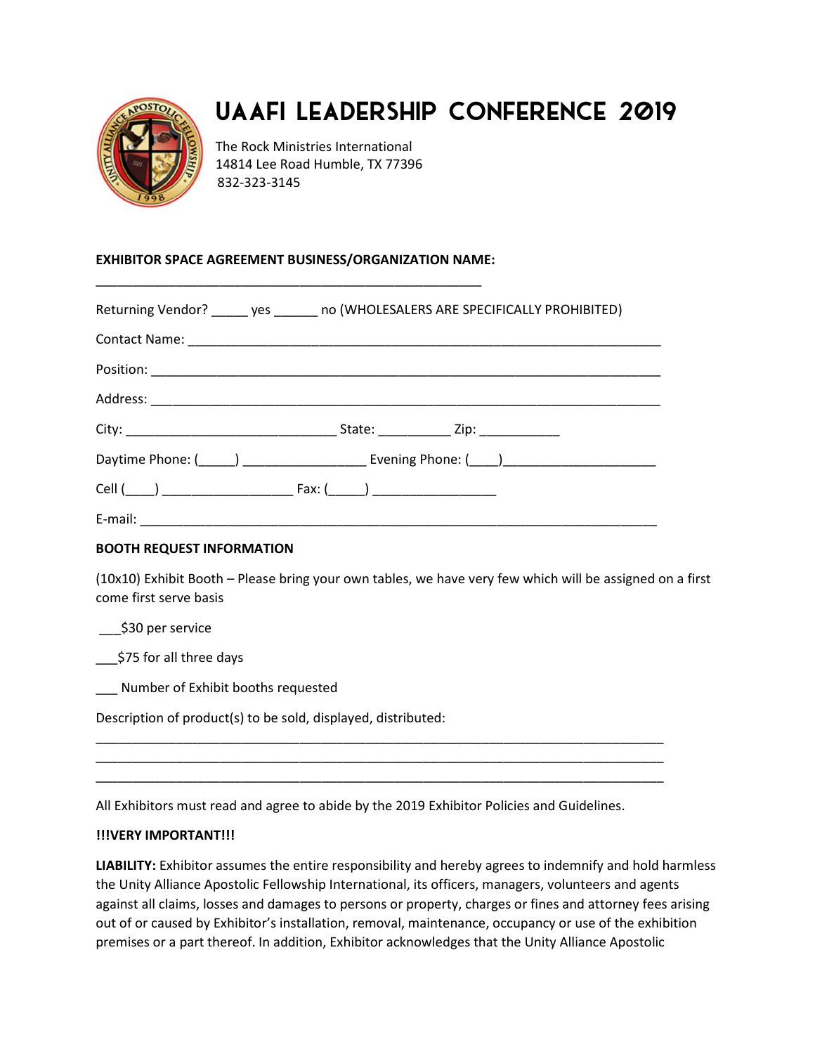# UAAFI LEADERSHIP CONFERENCE 2019

The Rock Ministries International
14814 Lee Road Humble, TX 77396
832-323-3145

**EXHIBITOR SPACE AGREEMENT BUSINESS/ORGANIZATION NAME:**

_______________________________________________________

Returning Vendor? _____ yes ______ no (WHOLESALERS ARE SPECIFICALLY PROHIBITED)

Contact Name: ___________________________________________________________________

Position: _______________________________________________________________________

Address: _______________________________________________________________________

City: ______________________________ State: __________ Zip: ___________

Daytime Phone: (_____) _________________ Evening Phone: (____)_____________________

Cell (____) __________________ Fax: (_____) _________________

E-mail: _________________________________________________________________________

**BOOTH REQUEST INFORMATION**

(10x10) Exhibit Booth – Please bring your own tables, we have very few which will be assigned on a first come first serve basis

___$30 per service

___$75 for all three days

___ Number of Exhibit booths requested

Description of product(s) to be sold, displayed, distributed:

_________________________________________________________________________________
_________________________________________________________________________________
_________________________________________________________________________________

All Exhibitors must read and agree to abide by the 2019 Exhibitor Policies and Guidelines.

**!!!VERY IMPORTANT!!!**

**LIABILITY:** Exhibitor assumes the entire responsibility and hereby agrees to indemnify and hold harmless the Unity Alliance Apostolic Fellowship International, its officers, managers, volunteers and agents against all claims, losses and damages to persons or property, charges or fines and attorney fees arising out of or caused by Exhibitor's installation, removal, maintenance, occupancy or use of the exhibition premises or a part thereof. In addition, Exhibitor acknowledges that the Unity Alliance Apostolic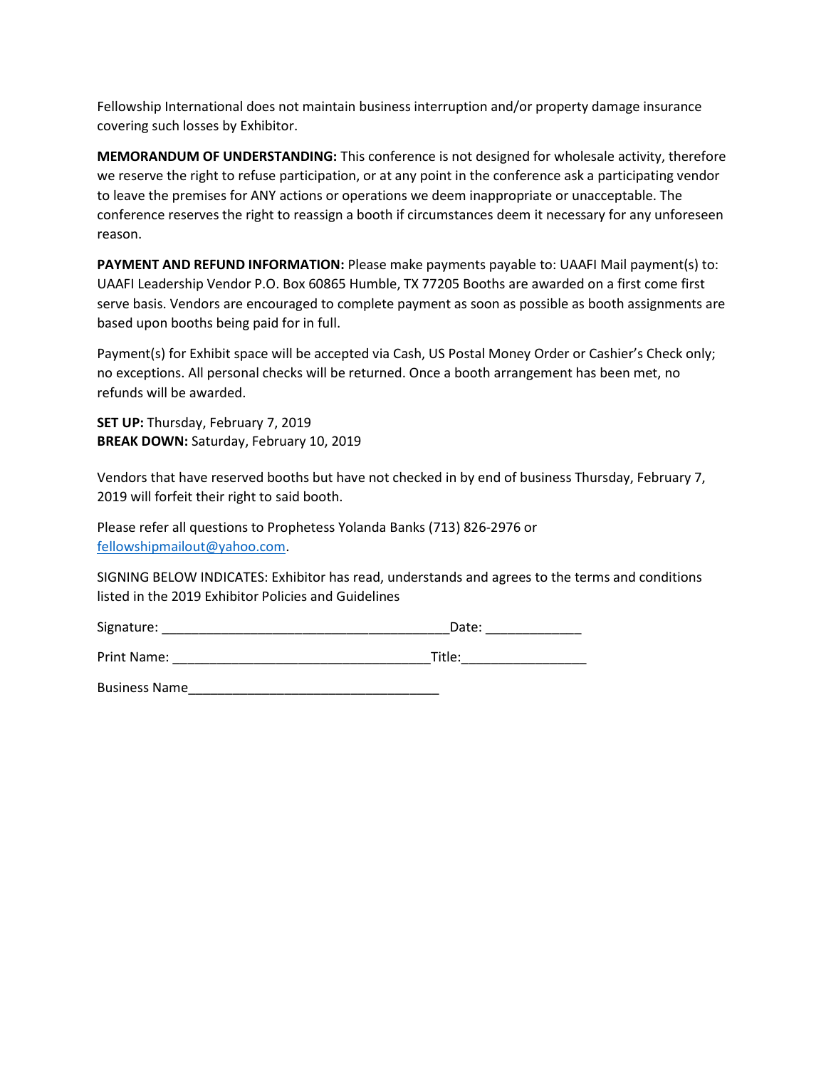Fellowship International does not maintain business interruption and/or property damage insurance covering such losses by Exhibitor.

**MEMORANDUM OF UNDERSTANDING:** This conference is not designed for wholesale activity, therefore we reserve the right to refuse participation, or at any point in the conference ask a participating vendor to leave the premises for ANY actions or operations we deem inappropriate or unacceptable. The conference reserves the right to reassign a booth if circumstances deem it necessary for any unforeseen reason.

**PAYMENT AND REFUND INFORMATION:** Please make payments payable to: UAAFI Mail payment(s) to: UAAFI Leadership Vendor P.O. Box 60865 Humble, TX 77205 Booths are awarded on a first come first serve basis. Vendors are encouraged to complete payment as soon as possible as booth assignments are based upon booths being paid for in full.

Payment(s) for Exhibit space will be accepted via Cash, US Postal Money Order or Cashier's Check only; no exceptions. All personal checks will be returned. Once a booth arrangement has been met, no refunds will be awarded.

**SET UP:** Thursday, February 7, 2019
**BREAK DOWN:** Saturday, February 10, 2019

Vendors that have reserved booths but have not checked in by end of business Thursday, February 7, 2019 will forfeit their right to said booth.

Please refer all questions to Prophetess Yolanda Banks (713) 826-2976 or fellowshipmailout@yahoo.com.

SIGNING BELOW INDICATES: Exhibitor has read, understands and agrees to the terms and conditions listed in the 2019 Exhibitor Policies and Guidelines

Signature: _______________________________________Date: _____________

Print Name: __________________________________Title:_________________

Business Name__________________________________